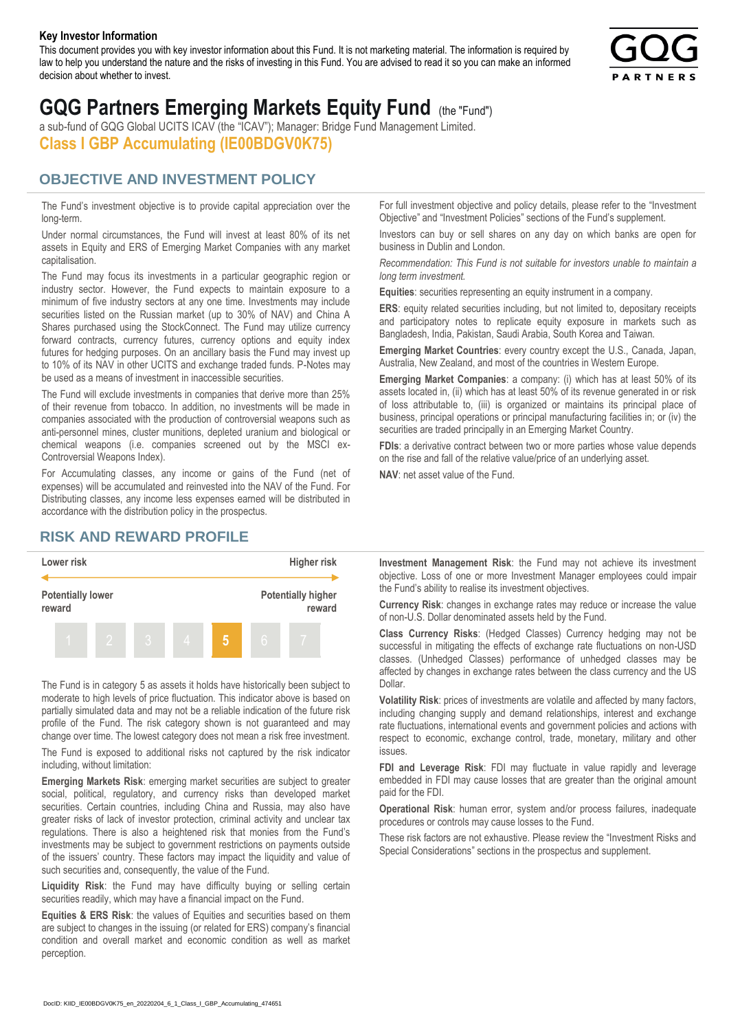**Key Investor Information**

This document provides you with key investor information about this Fund. It is not marketing material. The information is required by law to help you understand the nature and the risks of investing in this Fund. You are advised to read it so you can make an informed decision about whether to invest.

# GQG Partners Emerging Markets Equity Fund (the "Fund")

a sub-fund of GQG Global UCITS ICAV (the "ICAV"); Manager: Bridge Fund Management Limited.

**Class I GBP Accumulating (IE00BDGV0K75)**

## OBJECTIVE AND INVESTMENT POLICY

The Fund's investment objective is to provide capital appreciation over the long-term.

Under normal circumstances, the Fund will invest at least 80% of its net assets in Equity and ERS of Emerging Market Companies with any market capitalisation.

The Fund may focus its investments in a particular geographic region or industry sector. However, the Fund expects to maintain exposure to a minimum of five industry sectors at any one time. Investments may include securities listed on the Russian market (up to 30% of NAV) and China A Shares purchased using the StockConnect. The Fund may utilize currency forward contracts, currency futures, currency options and equity index futures for hedging purposes. On an ancillary basis the Fund may invest up to 10% of its NAV in other UCITS and exchange traded funds. P-Notes may be used as a means of investment in inaccessible securities.

The Fund will exclude investments in companies that derive more than 25% of their revenue from tobacco. In addition, no investments will be made in companies associated with the production of controversial weapons such as anti-personnel mines, cluster munitions, depleted uranium and biological or chemical weapons (i.e. companies screened out by the MSCI ex-Controversial Weapons Index).

For Accumulating classes, any income or gains of the Fund (net of expenses) will be accumulated and reinvested into the NAV of the Fund. For Distributing classes, any income less expenses earned will be distributed in accordance with the distribution policy in the prospectus.

For full investment objective and policy details, please refer to the "Investment Objective" and "Investment Policies" sections of the Fund's supplement.

Investors can buy or sell shares on any day on which banks are open for business in Dublin and London.

*Recommendation: This Fund is not suitable for investors unable to maintain a long term investment.*

**Equities**: securities representing an equity instrument in a company.

**ERS**: equity related securities including, but not limited to, depositary receipts and participatory notes to replicate equity exposure in markets such as Bangladesh, India, Pakistan, Saudi Arabia, South Korea and Taiwan.

**Emerging Market Countries**: every country except the U.S., Canada, Japan, Australia, New Zealand, and most of the countries in Western Europe.

**Emerging Market Companies**: a company: (i) which has at least 50% of its assets located in, (ii) which has at least 50% of its revenue generated in or risk of loss attributable to, (iii) is organized or maintains its principal place of business, principal operations or principal manufacturing facilities in; or (iv) the securities are traded principally in an Emerging Market Country.

**FDIs**: a derivative contract between two or more parties whose value depends on the rise and fall of the relative value/price of an underlying asset.

**NAV**: net asset value of the Fund.

## RISK AND REWARD PROFILE

| Lower risk | | | | | | Higher risk |
|---|---|---|---|---|---|---|
| Potentially lower reward | | | | | | Potentially higher reward |
| 1 | 2 | 3 | 4 | **5** | 6 | 7 |

The Fund is in category 5 as assets it holds have historically been subject to moderate to high levels of price fluctuation. This indicator above is based on partially simulated data and may not be a reliable indication of the future risk profile of the Fund. The risk category shown is not guaranteed and may change over time. The lowest category does not mean a risk free investment.

The Fund is exposed to additional risks not captured by the risk indicator including, without limitation:

**Emerging Markets Risk**: emerging market securities are subject to greater social, political, regulatory, and currency risks than developed market securities. Certain countries, including China and Russia, may also have greater risks of lack of investor protection, criminal activity and unclear tax regulations. There is also a heightened risk that monies from the Fund's investments may be subject to government restrictions on payments outside of the issuers' country. These factors may impact the liquidity and value of such securities and, consequently, the value of the Fund.

**Liquidity Risk**: the Fund may have difficulty buying or selling certain securities readily, which may have a financial impact on the Fund.

**Equities & ERS Risk**: the values of Equities and securities based on them are subject to changes in the issuing (or related for ERS) company's financial condition and overall market and economic condition as well as market perception.

**Investment Management Risk**: the Fund may not achieve its investment objective. Loss of one or more Investment Manager employees could impair the Fund's ability to realise its investment objectives.

**Currency Risk**: changes in exchange rates may reduce or increase the value of non-U.S. Dollar denominated assets held by the Fund.

**Class Currency Risks**: (Hedged Classes) Currency hedging may not be successful in mitigating the effects of exchange rate fluctuations on non-USD classes. (Unhedged Classes) performance of unhedged classes may be affected by changes in exchange rates between the class currency and the US Dollar.

**Volatility Risk**: prices of investments are volatile and affected by many factors, including changing supply and demand relationships, interest and exchange rate fluctuations, international events and government policies and actions with respect to economic, exchange control, trade, monetary, military and other issues.

**FDI and Leverage Risk**: FDI may fluctuate in value rapidly and leverage embedded in FDI may cause losses that are greater than the original amount paid for the FDI.

**Operational Risk**: human error, system and/or process failures, inadequate procedures or controls may cause losses to the Fund.

These risk factors are not exhaustive. Please review the "Investment Risks and Special Considerations" sections in the prospectus and supplement.

DocID: KIID_IE00BDGV0K75_en_20220204_6_1_Class_I_GBP_Accumulating_474651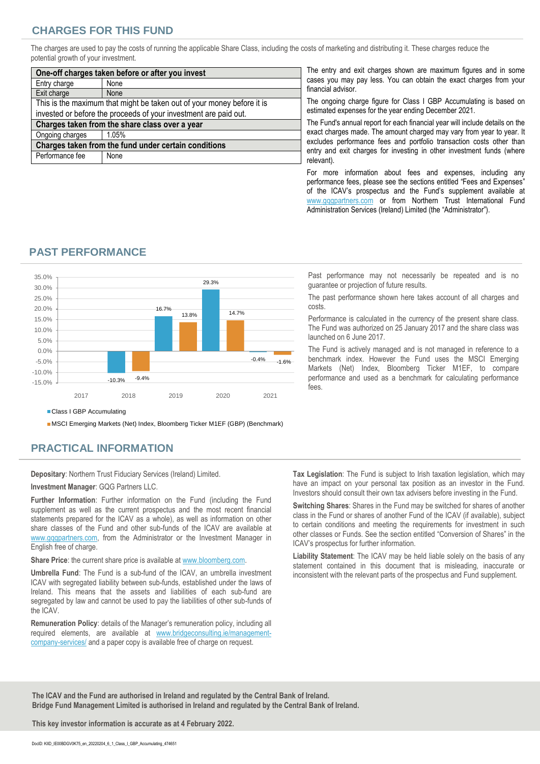## CHARGES FOR THIS FUND

The charges are used to pay the costs of running the applicable Share Class, including the costs of marketing and distributing it. These charges reduce the potential growth of your investment.

| One-off charges taken before or after you invest | |
|---|---|
| Entry charge | None |
| Exit charge | None |
| This is the maximum that might be taken out of your money before it is invested or before the proceeds of your investment are paid out. | |
| **Charges taken from the share class over a year** | |
| Ongoing charges | 1.05% |
| **Charges taken from the fund under certain conditions** | |
| Performance fee | None |

The entry and exit charges shown are maximum figures and in some cases you may pay less. You can obtain the exact charges from your financial advisor.

The ongoing charge figure for Class I GBP Accumulating is based on estimated expenses for the year ending December 2021.

The Fund's annual report for each financial year will include details on the exact charges made. The amount charged may vary from year to year. It excludes performance fees and portfolio transaction costs other than entry and exit charges for investing in other investment funds (where relevant).

For more information about fees and expenses, including any performance fees, please see the sections entitled "Fees and Expenses" of the ICAV's prospectus and the Fund's supplement available at www.gqgpartners.com or from Northern Trust International Fund Administration Services (Ireland) Limited (the "Administrator").

## PAST PERFORMANCE

35.0%
30.0%
25.0%
20.0%
15.0%
10.0%
5.0%
0.0%
-5.0%
-10.0%
-15.0%

2017
2018: -10.3% -9.4%
2019: 16.7% 13.8%
2020: 29.3% 14.7%
2021: -0.4% -1.6%

Class I GBP Accumulating

MSCI Emerging Markets (Net) Index, Bloomberg Ticker M1EF (GBP) (Benchmark)

Past performance may not necessarily be repeated and is no guarantee or projection of future results.

The past performance shown here takes account of all charges and costs.

Performance is calculated in the currency of the present share class. The Fund was authorized on 25 January 2017 and the share class was launched on 6 June 2017.

The Fund is actively managed and is not managed in reference to a benchmark index. However the Fund uses the MSCI Emerging Markets (Net) Index, Bloomberg Ticker M1EF, to compare performance and used as a benchmark for calculating performance fees.

## PRACTICAL INFORMATION

**Depositary**: Northern Trust Fiduciary Services (Ireland) Limited.

**Investment Manager**: GQG Partners LLC.

**Further Information**: Further information on the Fund (including the Fund supplement as well as the current prospectus and the most recent financial statements prepared for the ICAV as a whole), as well as information on other share classes of the Fund and other sub-funds of the ICAV are available at www.gqgpartners.com, from the Administrator or the Investment Manager in English free of charge.

**Share Price**: the current share price is available at www.bloomberg.com.

**Umbrella Fund**: The Fund is a sub-fund of the ICAV, an umbrella investment ICAV with segregated liability between sub-funds, established under the laws of Ireland. This means that the assets and liabilities of each sub-fund are segregated by law and cannot be used to pay the liabilities of other sub-funds of the ICAV.

**Remuneration Policy**: details of the Manager's remuneration policy, including all required elements, are available at www.bridgeconsulting.ie/management-company-services/ and a paper copy is available free of charge on request.

**Tax Legislation**: The Fund is subject to Irish taxation legislation, which may have an impact on your personal tax position as an investor in the Fund. Investors should consult their own tax advisers before investing in the Fund.

**Switching Shares**: Shares in the Fund may be switched for shares of another class in the Fund or shares of another Fund of the ICAV (if available), subject to certain conditions and meeting the requirements for investment in such other classes or Funds. See the section entitled "Conversion of Shares" in the ICAV's prospectus for further information.

**Liability Statement**: The ICAV may be held liable solely on the basis of any statement contained in this document that is misleading, inaccurate or inconsistent with the relevant parts of the prospectus and Fund supplement.

**The ICAV and the Fund are authorised in Ireland and regulated by the Central Bank of Ireland.**
**Bridge Fund Management Limited is authorised in Ireland and regulated by the Central Bank of Ireland.**

**This key investor information is accurate as at 4 February 2022.**

DocID: KIID_IE00BDGV0K75_en_20220204_6_1_Class_I_GBP_Accumulating_474651